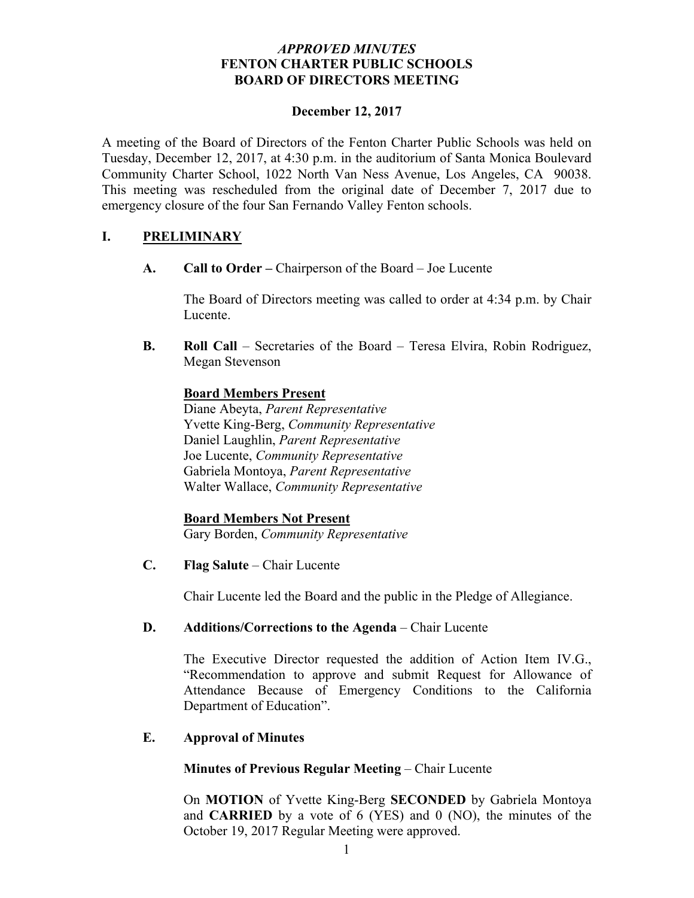*APPROVED MINUTES*
**FENTON CHARTER PUBLIC SCHOOLS**
**BOARD OF DIRECTORS MEETING**

**December 12, 2017**

A meeting of the Board of Directors of the Fenton Charter Public Schools was held on Tuesday, December 12, 2017, at 4:30 p.m. in the auditorium of Santa Monica Boulevard Community Charter School, 1022 North Van Ness Avenue, Los Angeles, CA 90038. This meeting was rescheduled from the original date of December 7, 2017 due to emergency closure of the four San Fernando Valley Fenton schools.

## I. PRELIMINARY

**A. Call to Order –** Chairperson of the Board – Joe Lucente

The Board of Directors meeting was called to order at 4:34 p.m. by Chair Lucente.

**B. Roll Call** – Secretaries of the Board – Teresa Elvira, Robin Rodriguez, Megan Stevenson

**Board Members Present**
Diane Abeyta, *Parent Representative*
Yvette King-Berg, *Community Representative*
Daniel Laughlin, *Parent Representative*
Joe Lucente, *Community Representative*
Gabriela Montoya, *Parent Representative*
Walter Wallace, *Community Representative*

**Board Members Not Present**
Gary Borden, *Community Representative*

**C. Flag Salute** – Chair Lucente

Chair Lucente led the Board and the public in the Pledge of Allegiance.

**D. Additions/Corrections to the Agenda** – Chair Lucente

The Executive Director requested the addition of Action Item IV.G., "Recommendation to approve and submit Request for Allowance of Attendance Because of Emergency Conditions to the California Department of Education".

**E. Approval of Minutes**

**Minutes of Previous Regular Meeting** – Chair Lucente

On **MOTION** of Yvette King-Berg **SECONDED** by Gabriela Montoya and **CARRIED** by a vote of 6 (YES) and 0 (NO), the minutes of the October 19, 2017 Regular Meeting were approved.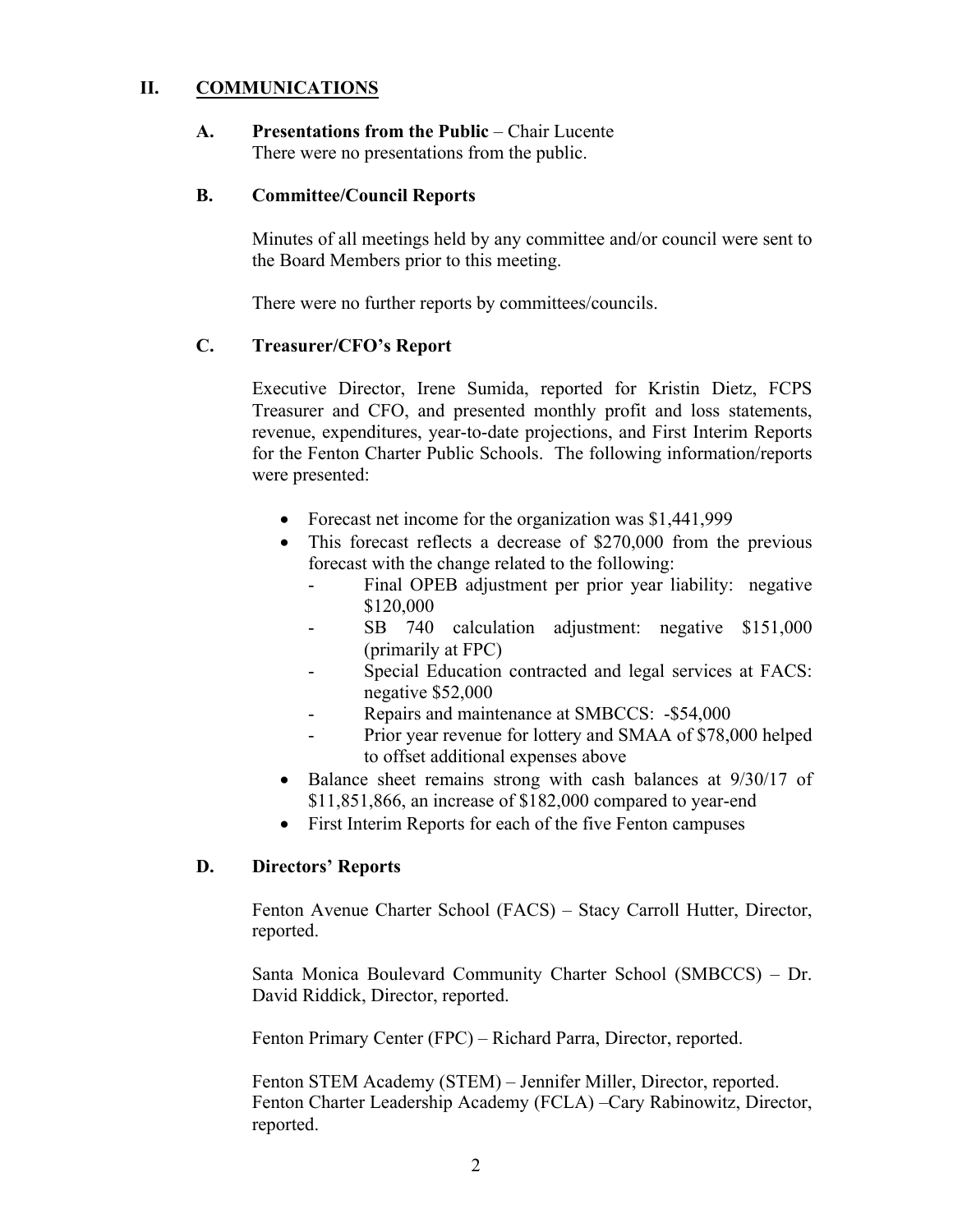## II. COMMUNICATIONS

### A. Presentations from the Public – Chair Lucente

There were no presentations from the public.

### B. Committee/Council Reports

Minutes of all meetings held by any committee and/or council were sent to the Board Members prior to this meeting.

There were no further reports by committees/councils.

### C. Treasurer/CFO's Report

Executive Director, Irene Sumida, reported for Kristin Dietz, FCPS Treasurer and CFO, and presented monthly profit and loss statements, revenue, expenditures, year-to-date projections, and First Interim Reports for the Fenton Charter Public Schools. The following information/reports were presented:

- Forecast net income for the organization was $1,441,999
- This forecast reflects a decrease of $270,000 from the previous forecast with the change related to the following:
  - Final OPEB adjustment per prior year liability: negative $120,000
  - SB 740 calculation adjustment: negative $151,000 (primarily at FPC)
  - Special Education contracted and legal services at FACS: negative $52,000
  - Repairs and maintenance at SMBCCS: -$54,000
  - Prior year revenue for lottery and SMAA of $78,000 helped to offset additional expenses above
- Balance sheet remains strong with cash balances at 9/30/17 of $11,851,866, an increase of $182,000 compared to year-end
- First Interim Reports for each of the five Fenton campuses

### D. Directors' Reports

Fenton Avenue Charter School (FACS) – Stacy Carroll Hutter, Director, reported.

Santa Monica Boulevard Community Charter School (SMBCCS) – Dr. David Riddick, Director, reported.

Fenton Primary Center (FPC) – Richard Parra, Director, reported.

Fenton STEM Academy (STEM) – Jennifer Miller, Director, reported.
Fenton Charter Leadership Academy (FCLA) –Cary Rabinowitz, Director, reported.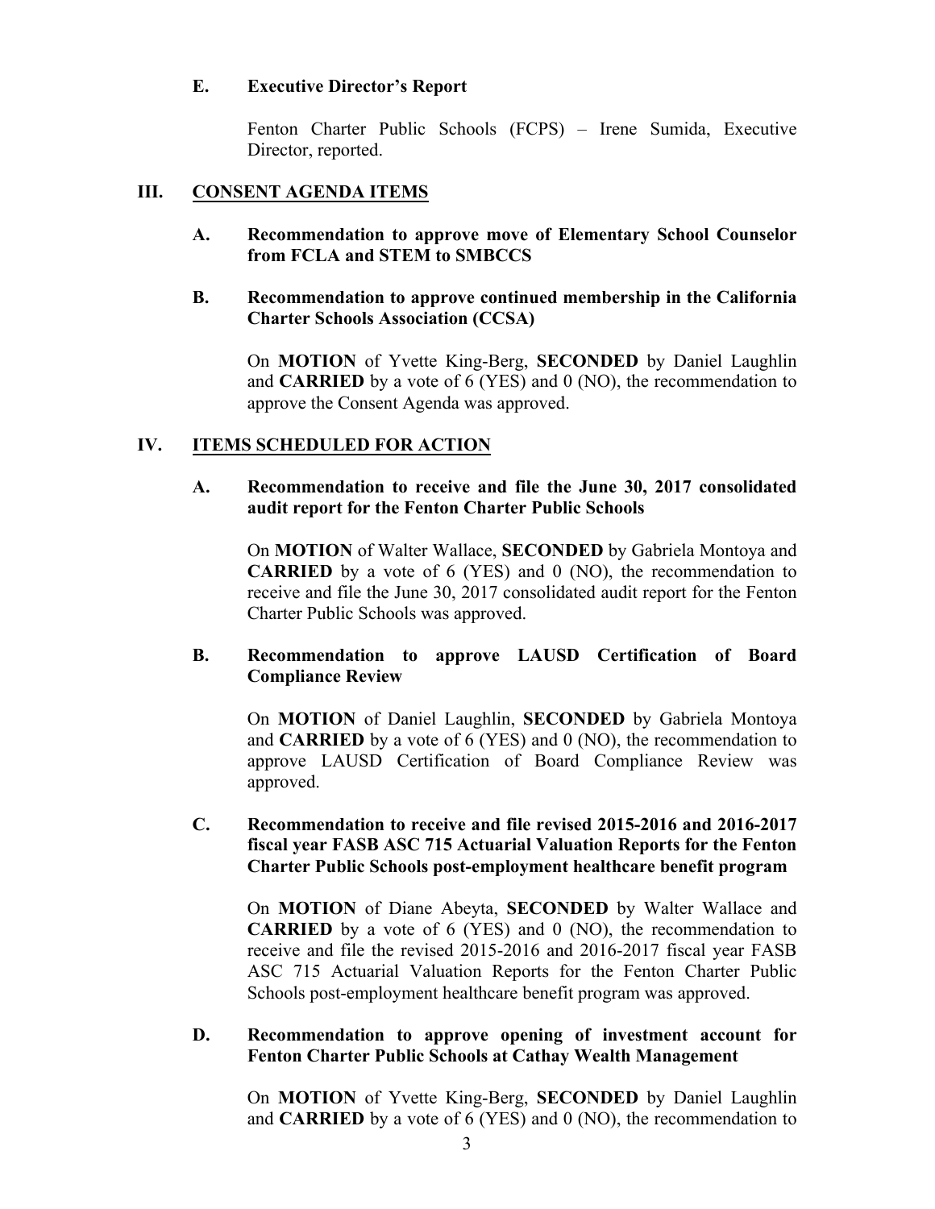### E. Executive Director's Report

Fenton Charter Public Schools (FCPS) – Irene Sumida, Executive Director, reported.

## III. CONSENT AGENDA ITEMS

### A. Recommendation to approve move of Elementary School Counselor from FCLA and STEM to SMBCCS

### B. Recommendation to approve continued membership in the California Charter Schools Association (CCSA)

On **MOTION** of Yvette King-Berg, **SECONDED** by Daniel Laughlin and **CARRIED** by a vote of 6 (YES) and 0 (NO), the recommendation to approve the Consent Agenda was approved.

## IV. ITEMS SCHEDULED FOR ACTION

### A. Recommendation to receive and file the June 30, 2017 consolidated audit report for the Fenton Charter Public Schools

On **MOTION** of Walter Wallace, **SECONDED** by Gabriela Montoya and **CARRIED** by a vote of 6 (YES) and 0 (NO), the recommendation to receive and file the June 30, 2017 consolidated audit report for the Fenton Charter Public Schools was approved.

### B. Recommendation to approve LAUSD Certification of Board Compliance Review

On **MOTION** of Daniel Laughlin, **SECONDED** by Gabriela Montoya and **CARRIED** by a vote of 6 (YES) and 0 (NO), the recommendation to approve LAUSD Certification of Board Compliance Review was approved.

### C. Recommendation to receive and file revised 2015-2016 and 2016-2017 fiscal year FASB ASC 715 Actuarial Valuation Reports for the Fenton Charter Public Schools post-employment healthcare benefit program

On **MOTION** of Diane Abeyta, **SECONDED** by Walter Wallace and **CARRIED** by a vote of 6 (YES) and 0 (NO), the recommendation to receive and file the revised 2015-2016 and 2016-2017 fiscal year FASB ASC 715 Actuarial Valuation Reports for the Fenton Charter Public Schools post-employment healthcare benefit program was approved.

### D. Recommendation to approve opening of investment account for Fenton Charter Public Schools at Cathay Wealth Management

On **MOTION** of Yvette King-Berg, **SECONDED** by Daniel Laughlin and **CARRIED** by a vote of 6 (YES) and 0 (NO), the recommendation to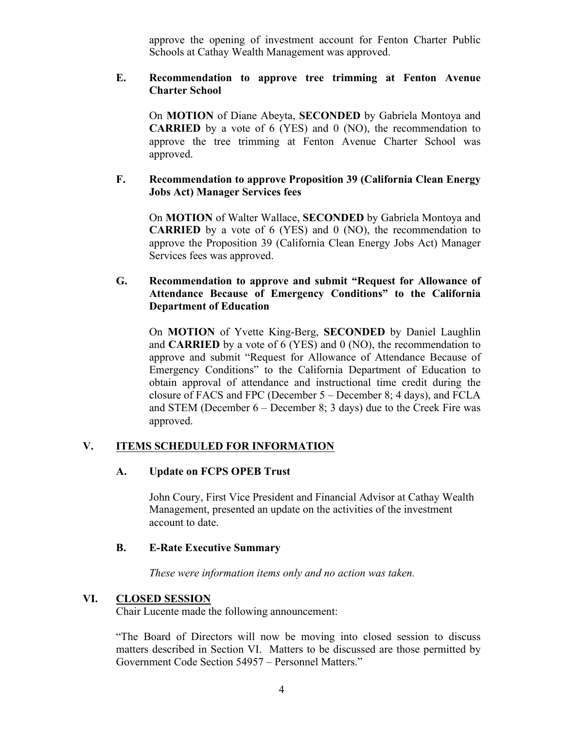approve the opening of investment account for Fenton Charter Public Schools at Cathay Wealth Management was approved.

### E. Recommendation to approve tree trimming at Fenton Avenue Charter School

On **MOTION** of Diane Abeyta, **SECONDED** by Gabriela Montoya and **CARRIED** by a vote of 6 (YES) and 0 (NO), the recommendation to approve the tree trimming at Fenton Avenue Charter School was approved.

### F. Recommendation to approve Proposition 39 (California Clean Energy Jobs Act) Manager Services fees

On **MOTION** of Walter Wallace, **SECONDED** by Gabriela Montoya and **CARRIED** by a vote of 6 (YES) and 0 (NO), the recommendation to approve the Proposition 39 (California Clean Energy Jobs Act) Manager Services fees was approved.

### G. Recommendation to approve and submit "Request for Allowance of Attendance Because of Emergency Conditions" to the California Department of Education

On **MOTION** of Yvette King-Berg, **SECONDED** by Daniel Laughlin and **CARRIED** by a vote of 6 (YES) and 0 (NO), the recommendation to approve and submit "Request for Allowance of Attendance Because of Emergency Conditions" to the California Department of Education to obtain approval of attendance and instructional time credit during the closure of FACS and FPC (December 5 – December 8; 4 days), and FCLA and STEM (December 6 – December 8; 3 days) due to the Creek Fire was approved.

## V. ITEMS SCHEDULED FOR INFORMATION

### A. Update on FCPS OPEB Trust

John Coury, First Vice President and Financial Advisor at Cathay Wealth Management, presented an update on the activities of the investment account to date.

### B. E-Rate Executive Summary

*These were information items only and no action was taken.*

## VI. CLOSED SESSION

Chair Lucente made the following announcement:

"The Board of Directors will now be moving into closed session to discuss matters described in Section VI. Matters to be discussed are those permitted by Government Code Section 54957 – Personnel Matters."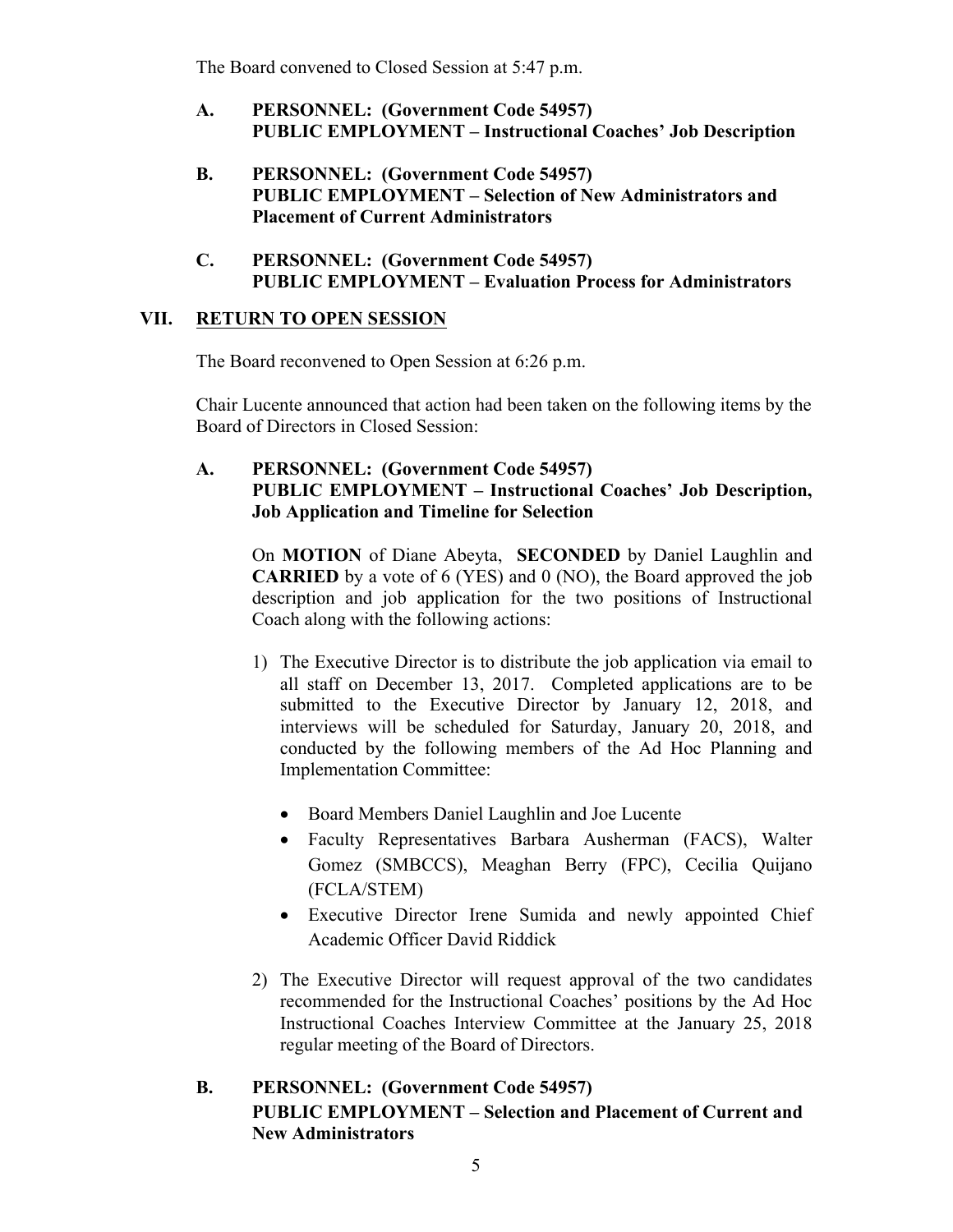The Board convened to Closed Session at 5:47 p.m.

**A. PERSONNEL: (Government Code 54957)**
**PUBLIC EMPLOYMENT – Instructional Coaches' Job Description**

**B. PERSONNEL: (Government Code 54957)**
**PUBLIC EMPLOYMENT – Selection of New Administrators and Placement of Current Administrators**

**C. PERSONNEL: (Government Code 54957)**
**PUBLIC EMPLOYMENT – Evaluation Process for Administrators**

## VII. RETURN TO OPEN SESSION

The Board reconvened to Open Session at 6:26 p.m.

Chair Lucente announced that action had been taken on the following items by the Board of Directors in Closed Session:

**A. PERSONNEL: (Government Code 54957)**
**PUBLIC EMPLOYMENT – Instructional Coaches' Job Description, Job Application and Timeline for Selection**

On **MOTION** of Diane Abeyta, **SECONDED** by Daniel Laughlin and **CARRIED** by a vote of 6 (YES) and 0 (NO), the Board approved the job description and job application for the two positions of Instructional Coach along with the following actions:

1) The Executive Director is to distribute the job application via email to all staff on December 13, 2017. Completed applications are to be submitted to the Executive Director by January 12, 2018, and interviews will be scheduled for Saturday, January 20, 2018, and conducted by the following members of the Ad Hoc Planning and Implementation Committee:
   - Board Members Daniel Laughlin and Joe Lucente
   - Faculty Representatives Barbara Ausherman (FACS), Walter Gomez (SMBCCS), Meaghan Berry (FPC), Cecilia Quijano (FCLA/STEM)
   - Executive Director Irene Sumida and newly appointed Chief Academic Officer David Riddick
2) The Executive Director will request approval of the two candidates recommended for the Instructional Coaches' positions by the Ad Hoc Instructional Coaches Interview Committee at the January 25, 2018 regular meeting of the Board of Directors.

**B. PERSONNEL: (Government Code 54957)**
**PUBLIC EMPLOYMENT – Selection and Placement of Current and New Administrators**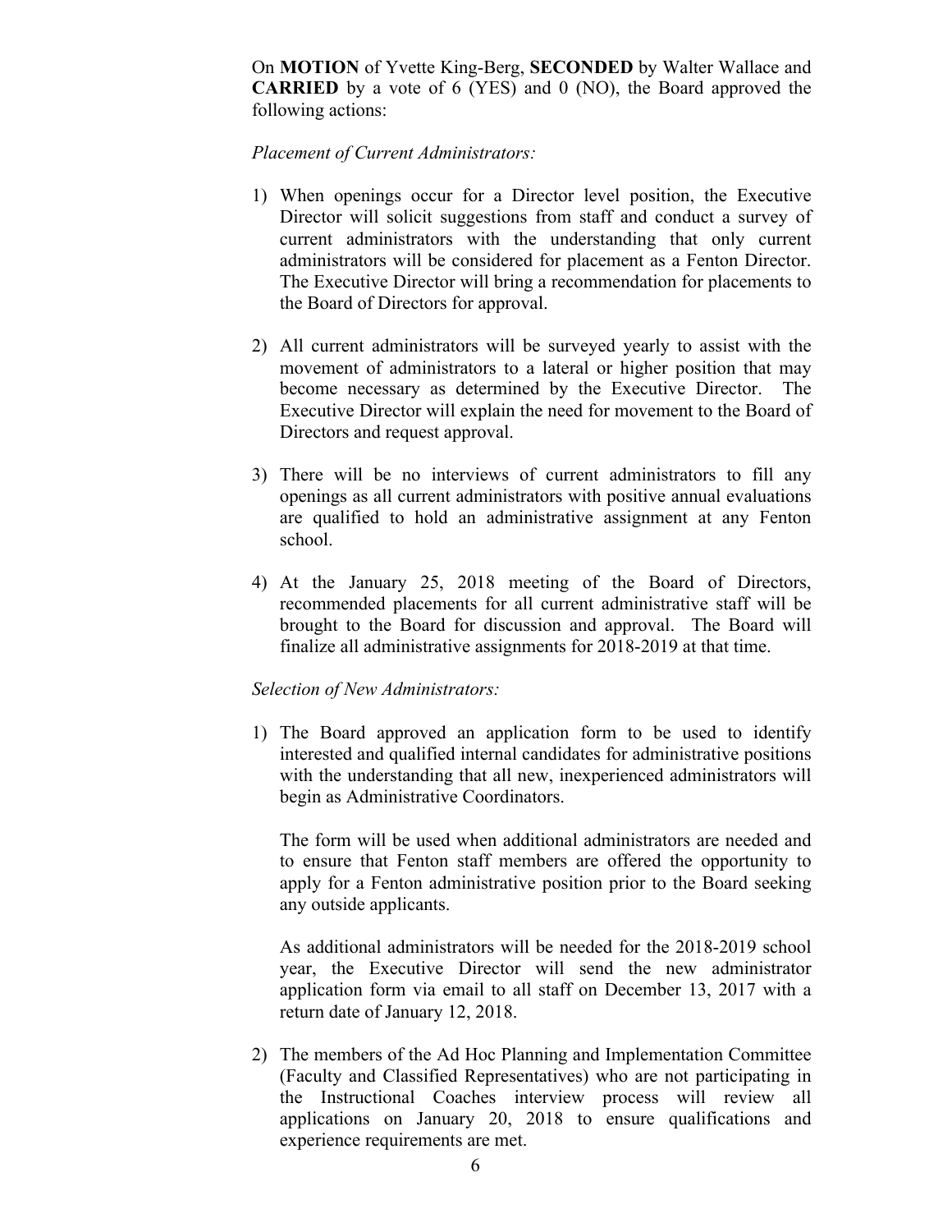On **MOTION** of Yvette King-Berg, **SECONDED** by Walter Wallace and **CARRIED** by a vote of 6 (YES) and 0 (NO), the Board approved the following actions:

*Placement of Current Administrators:*

1) When openings occur for a Director level position, the Executive Director will solicit suggestions from staff and conduct a survey of current administrators with the understanding that only current administrators will be considered for placement as a Fenton Director. The Executive Director will bring a recommendation for placements to the Board of Directors for approval.

2) All current administrators will be surveyed yearly to assist with the movement of administrators to a lateral or higher position that may become necessary as determined by the Executive Director. The Executive Director will explain the need for movement to the Board of Directors and request approval.

3) There will be no interviews of current administrators to fill any openings as all current administrators with positive annual evaluations are qualified to hold an administrative assignment at any Fenton school.

4) At the January 25, 2018 meeting of the Board of Directors, recommended placements for all current administrative staff will be brought to the Board for discussion and approval. The Board will finalize all administrative assignments for 2018-2019 at that time.

*Selection of New Administrators:*

1) The Board approved an application form to be used to identify interested and qualified internal candidates for administrative positions with the understanding that all new, inexperienced administrators will begin as Administrative Coordinators.

   The form will be used when additional administrators are needed and to ensure that Fenton staff members are offered the opportunity to apply for a Fenton administrative position prior to the Board seeking any outside applicants.

   As additional administrators will be needed for the 2018-2019 school year, the Executive Director will send the new administrator application form via email to all staff on December 13, 2017 with a return date of January 12, 2018.

2) The members of the Ad Hoc Planning and Implementation Committee (Faculty and Classified Representatives) who are not participating in the Instructional Coaches interview process will review all applications on January 20, 2018 to ensure qualifications and experience requirements are met.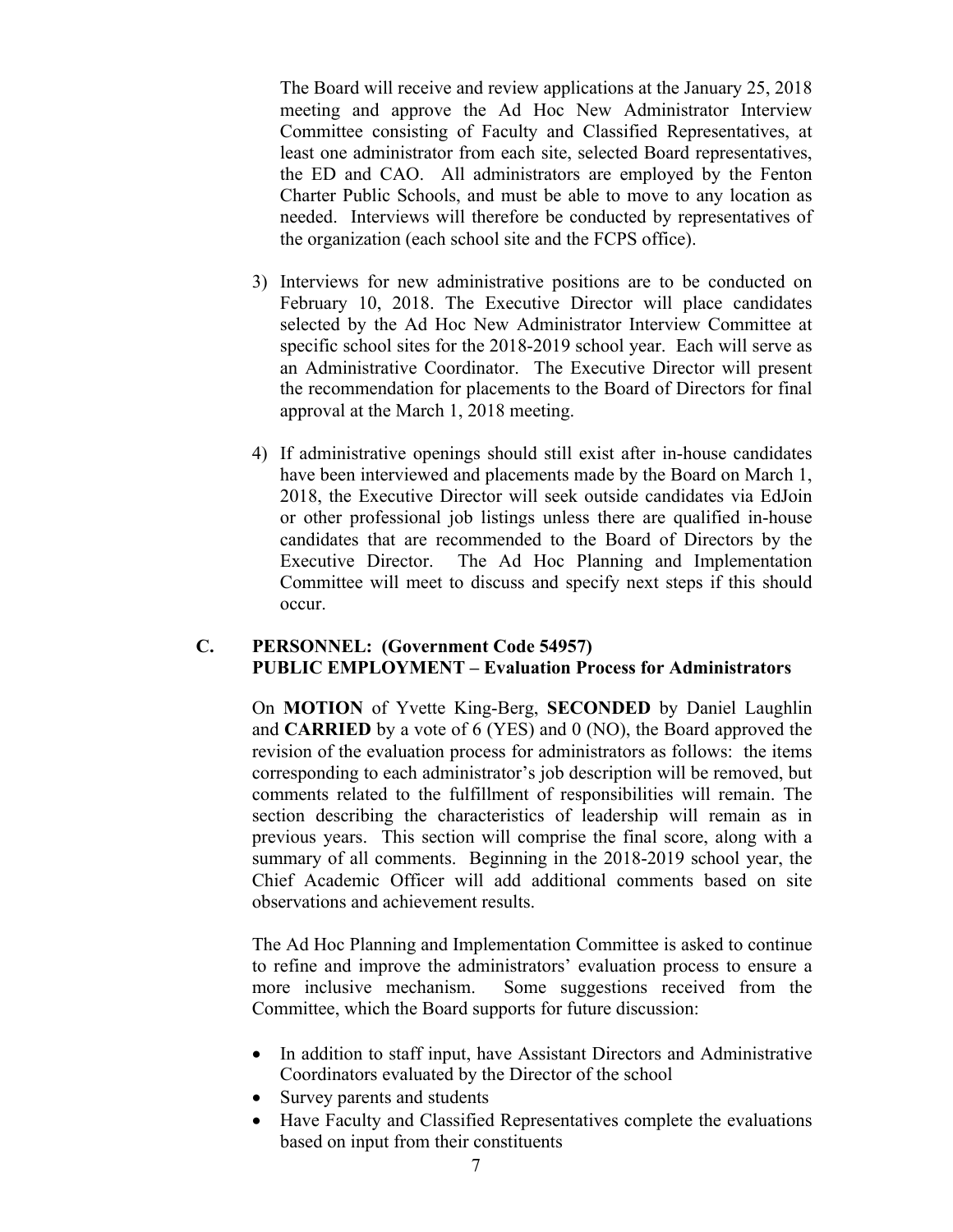The Board will receive and review applications at the January 25, 2018 meeting and approve the Ad Hoc New Administrator Interview Committee consisting of Faculty and Classified Representatives, at least one administrator from each site, selected Board representatives, the ED and CAO. All administrators are employed by the Fenton Charter Public Schools, and must be able to move to any location as needed. Interviews will therefore be conducted by representatives of the organization (each school site and the FCPS office).

3) Interviews for new administrative positions are to be conducted on February 10, 2018. The Executive Director will place candidates selected by the Ad Hoc New Administrator Interview Committee at specific school sites for the 2018-2019 school year. Each will serve as an Administrative Coordinator. The Executive Director will present the recommendation for placements to the Board of Directors for final approval at the March 1, 2018 meeting.

4) If administrative openings should still exist after in-house candidates have been interviewed and placements made by the Board on March 1, 2018, the Executive Director will seek outside candidates via EdJoin or other professional job listings unless there are qualified in-house candidates that are recommended to the Board of Directors by the Executive Director. The Ad Hoc Planning and Implementation Committee will meet to discuss and specify next steps if this should occur.

**C. PERSONNEL: (Government Code 54957)**
**PUBLIC EMPLOYMENT – Evaluation Process for Administrators**

On **MOTION** of Yvette King-Berg, **SECONDED** by Daniel Laughlin and **CARRIED** by a vote of 6 (YES) and 0 (NO), the Board approved the revision of the evaluation process for administrators as follows: the items corresponding to each administrator's job description will be removed, but comments related to the fulfillment of responsibilities will remain. The section describing the characteristics of leadership will remain as in previous years. This section will comprise the final score, along with a summary of all comments. Beginning in the 2018-2019 school year, the Chief Academic Officer will add additional comments based on site observations and achievement results.

The Ad Hoc Planning and Implementation Committee is asked to continue to refine and improve the administrators' evaluation process to ensure a more inclusive mechanism. Some suggestions received from the Committee, which the Board supports for future discussion:

- In addition to staff input, have Assistant Directors and Administrative Coordinators evaluated by the Director of the school
- Survey parents and students
- Have Faculty and Classified Representatives complete the evaluations based on input from their constituents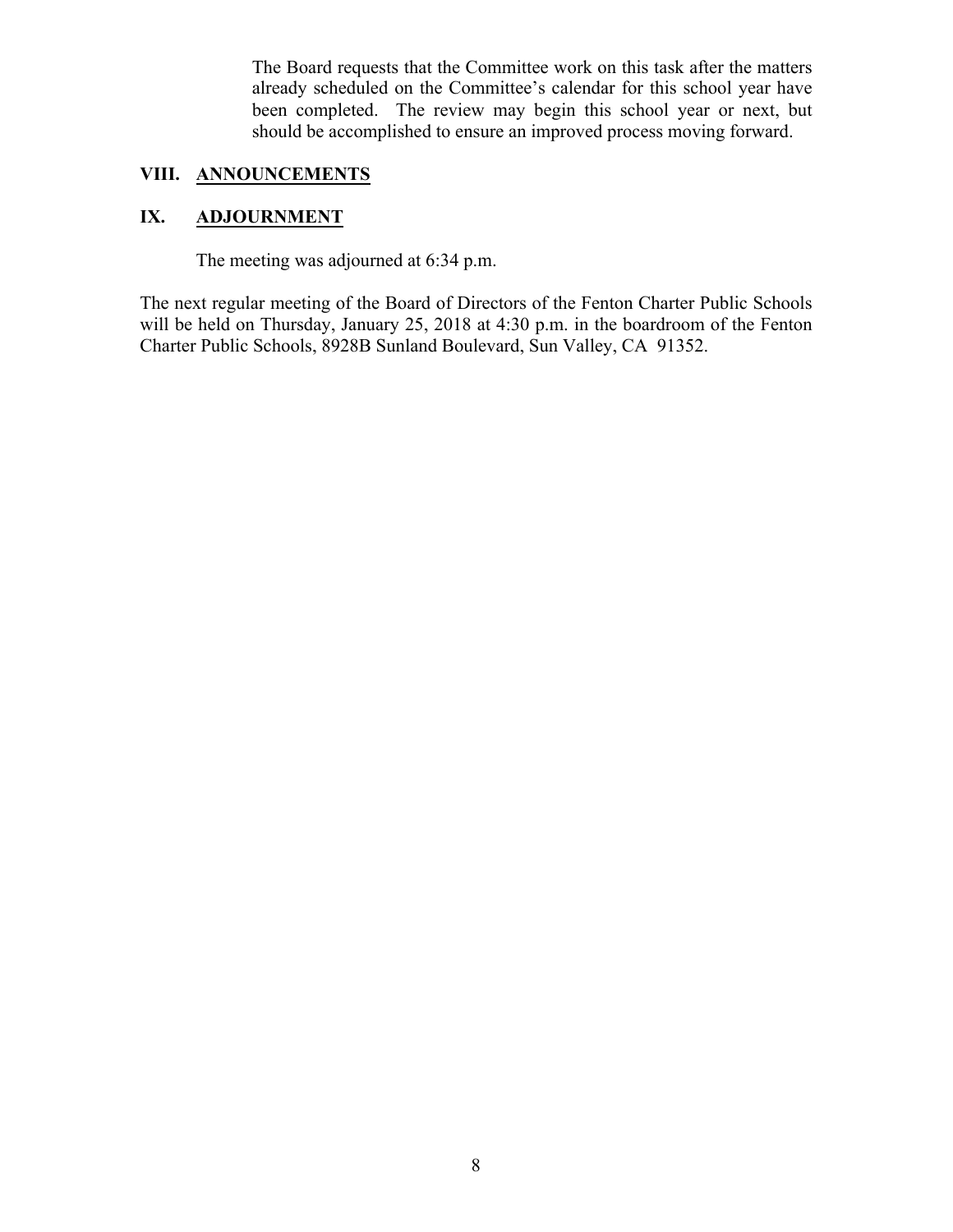The Board requests that the Committee work on this task after the matters already scheduled on the Committee's calendar for this school year have been completed. The review may begin this school year or next, but should be accomplished to ensure an improved process moving forward.

## VIII. ANNOUNCEMENTS

## IX. ADJOURNMENT

The meeting was adjourned at 6:34 p.m.

The next regular meeting of the Board of Directors of the Fenton Charter Public Schools will be held on Thursday, January 25, 2018 at 4:30 p.m. in the boardroom of the Fenton Charter Public Schools, 8928B Sunland Boulevard, Sun Valley, CA 91352.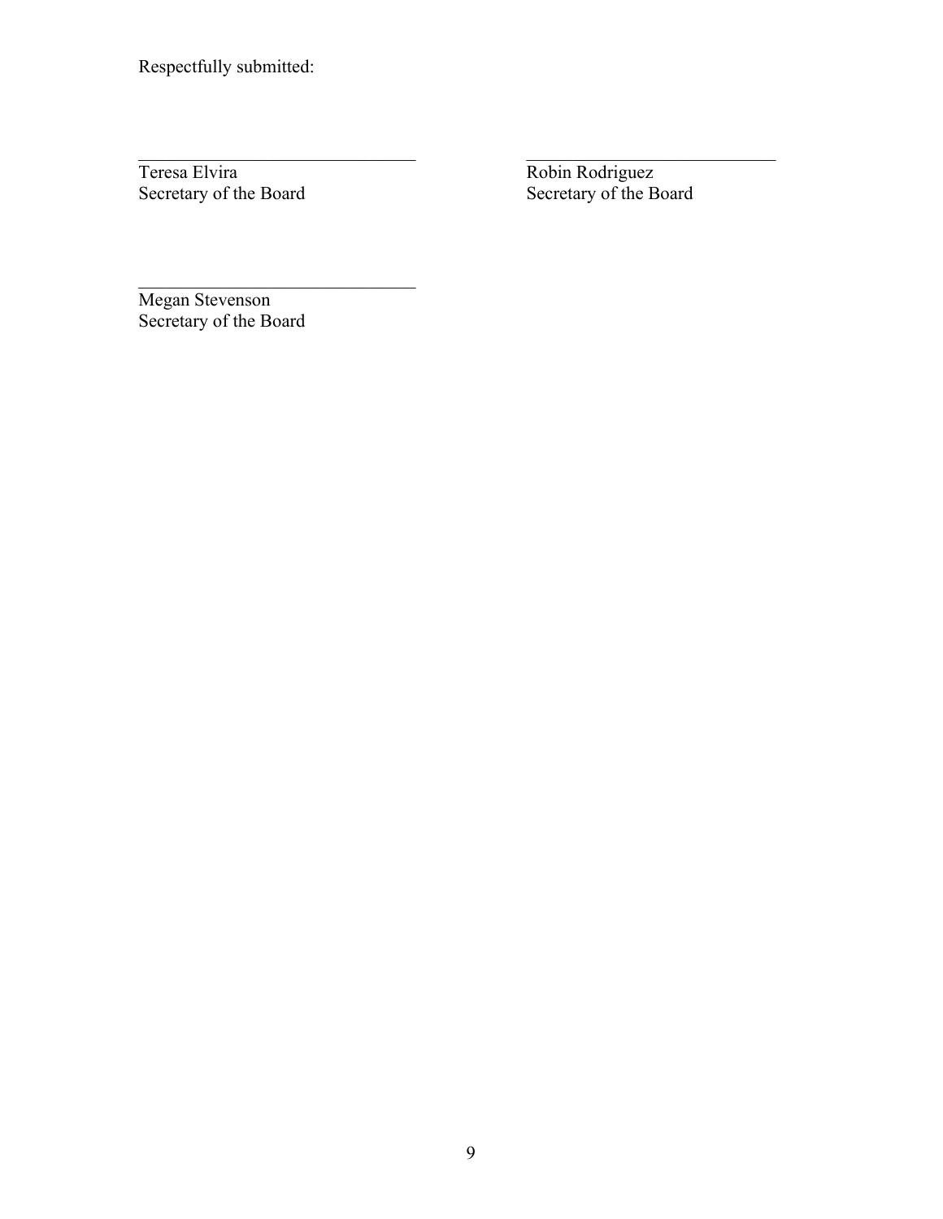Respectfully submitted:

\_\_\_\_\_\_\_\_\_\_\_\_\_\_\_\_\_\_\_\_\_\_\_\_\_\_\_\_\_\_\_\_
Teresa Elvira
Secretary of the Board

\_\_\_\_\_\_\_\_\_\_\_\_\_\_\_\_\_\_\_\_\_\_\_\_\_\_\_\_\_\_\_\_
Robin Rodriguez
Secretary of the Board

\_\_\_\_\_\_\_\_\_\_\_\_\_\_\_\_\_\_\_\_\_\_\_\_\_\_\_\_\_\_\_\_
Megan Stevenson
Secretary of the Board